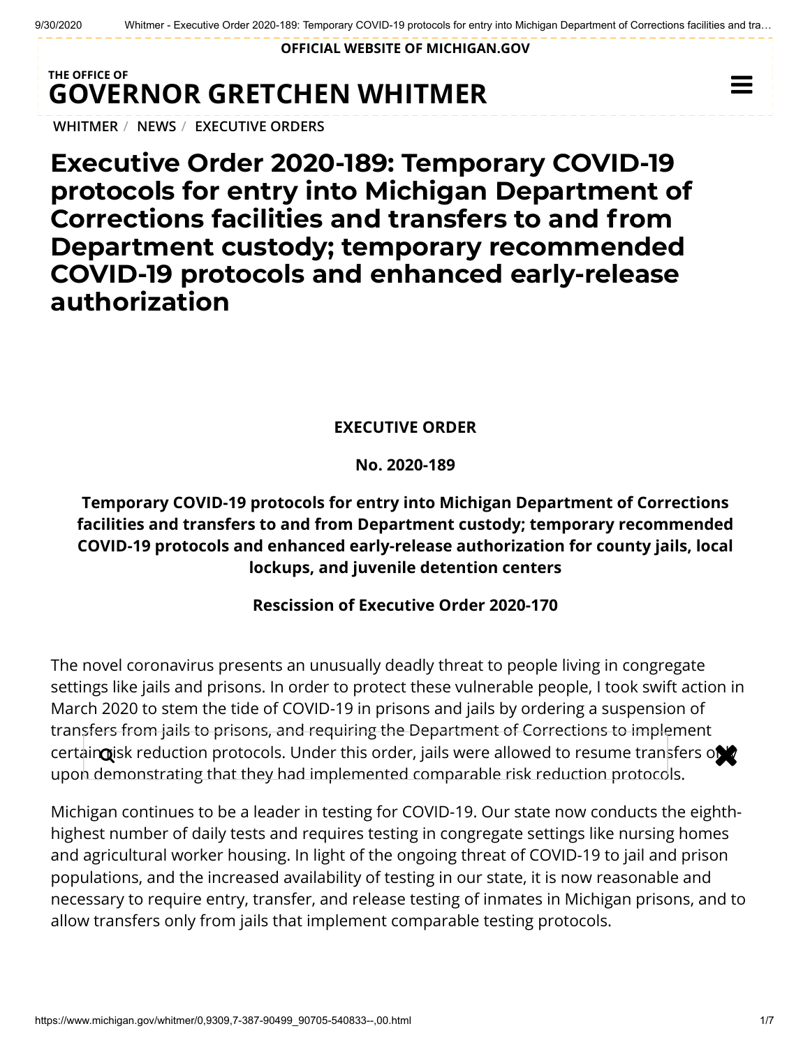OFFICIAL WEBSITE OF MICHIGAN.GOV

THE OFFICE OF
**GOVERNOR GRETCHEN WHITMER**

WHITMER / NEWS / EXECUTIVE ORDERS

# Executive Order 2020-189: Temporary COVID-19 protocols for entry into Michigan Department of Corrections facilities and transfers to and from Department custody; temporary recommended COVID-19 protocols and enhanced early-release authorization

**EXECUTIVE ORDER**

**No. 2020-189**

**Temporary COVID-19 protocols for entry into Michigan Department of Corrections facilities and transfers to and from Department custody; temporary recommended COVID-19 protocols and enhanced early-release authorization for county jails, local lockups, and juvenile detention centers**

**Rescission of Executive Order 2020-170**

The novel coronavirus presents an unusually deadly threat to people living in congregate settings like jails and prisons. In order to protect these vulnerable people, I took swift action in March 2020 to stem the tide of COVID-19 in prisons and jails by ordering a suspension of transfers from jails to prisons, and requiring the Department of Corrections to implement certain risk reduction protocols. Under this order, jails were allowed to resume transfers only upon demonstrating that they had implemented comparable risk reduction protocols.

Michigan continues to be a leader in testing for COVID-19. Our state now conducts the eighth-highest number of daily tests and requires testing in congregate settings like nursing homes and agricultural worker housing. In light of the ongoing threat of COVID-19 to jail and prison populations, and the increased availability of testing in our state, it is now reasonable and necessary to require entry, transfer, and release testing of inmates in Michigan prisons, and to allow transfers only from jails that implement comparable testing protocols.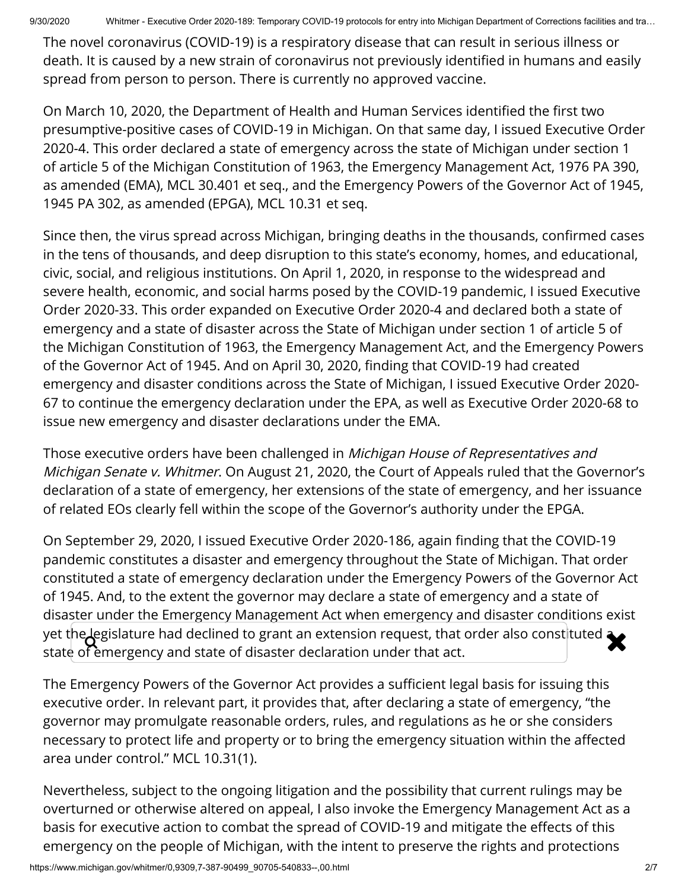The novel coronavirus (COVID-19) is a respiratory disease that can result in serious illness or death. It is caused by a new strain of coronavirus not previously identified in humans and easily spread from person to person. There is currently no approved vaccine.

On March 10, 2020, the Department of Health and Human Services identified the first two presumptive-positive cases of COVID-19 in Michigan. On that same day, I issued Executive Order 2020-4. This order declared a state of emergency across the state of Michigan under section 1 of article 5 of the Michigan Constitution of 1963, the Emergency Management Act, 1976 PA 390, as amended (EMA), MCL 30.401 et seq., and the Emergency Powers of the Governor Act of 1945, 1945 PA 302, as amended (EPGA), MCL 10.31 et seq.

Since then, the virus spread across Michigan, bringing deaths in the thousands, confirmed cases in the tens of thousands, and deep disruption to this state's economy, homes, and educational, civic, social, and religious institutions. On April 1, 2020, in response to the widespread and severe health, economic, and social harms posed by the COVID-19 pandemic, I issued Executive Order 2020-33. This order expanded on Executive Order 2020-4 and declared both a state of emergency and a state of disaster across the State of Michigan under section 1 of article 5 of the Michigan Constitution of 1963, the Emergency Management Act, and the Emergency Powers of the Governor Act of 1945. And on April 30, 2020, finding that COVID-19 had created emergency and disaster conditions across the State of Michigan, I issued Executive Order 2020-67 to continue the emergency declaration under the EPA, as well as Executive Order 2020-68 to issue new emergency and disaster declarations under the EMA.

Those executive orders have been challenged in *Michigan House of Representatives and Michigan Senate v. Whitmer*. On August 21, 2020, the Court of Appeals ruled that the Governor's declaration of a state of emergency, her extensions of the state of emergency, and her issuance of related EOs clearly fell within the scope of the Governor's authority under the EPGA.

On September 29, 2020, I issued Executive Order 2020-186, again finding that the COVID-19 pandemic constitutes a disaster and emergency throughout the State of Michigan. That order constituted a state of emergency declaration under the Emergency Powers of the Governor Act of 1945. And, to the extent the governor may declare a state of emergency and a state of disaster under the Emergency Management Act when emergency and disaster conditions exist yet the legislature had declined to grant an extension request, that order also constituted a state of emergency and state of disaster declaration under that act.

The Emergency Powers of the Governor Act provides a sufficient legal basis for issuing this executive order. In relevant part, it provides that, after declaring a state of emergency, "the governor may promulgate reasonable orders, rules, and regulations as he or she considers necessary to protect life and property or to bring the emergency situation within the affected area under control." MCL 10.31(1).

Nevertheless, subject to the ongoing litigation and the possibility that current rulings may be overturned or otherwise altered on appeal, I also invoke the Emergency Management Act as a basis for executive action to combat the spread of COVID-19 and mitigate the effects of this emergency on the people of Michigan, with the intent to preserve the rights and protections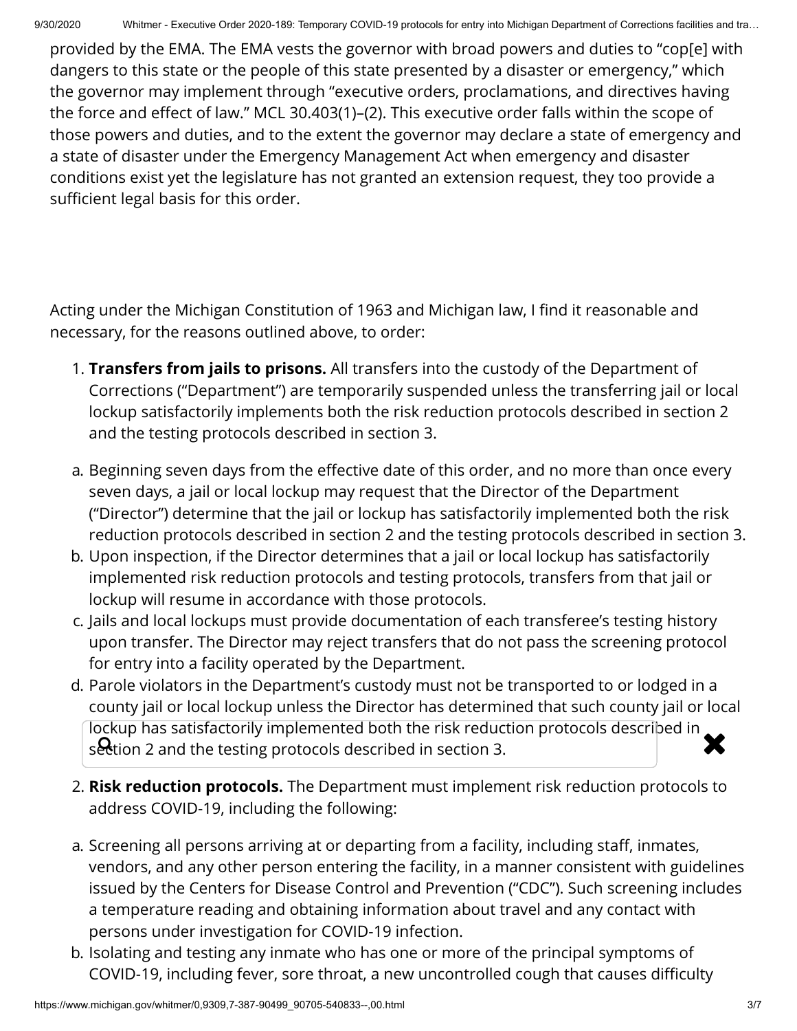provided by the EMA. The EMA vests the governor with broad powers and duties to "cop[e] with dangers to this state or the people of this state presented by a disaster or emergency," which the governor may implement through "executive orders, proclamations, and directives having the force and effect of law." MCL 30.403(1)–(2). This executive order falls within the scope of those powers and duties, and to the extent the governor may declare a state of emergency and a state of disaster under the Emergency Management Act when emergency and disaster conditions exist yet the legislature has not granted an extension request, they too provide a sufficient legal basis for this order.

Acting under the Michigan Constitution of 1963 and Michigan law, I find it reasonable and necessary, for the reasons outlined above, to order:

1. **Transfers from jails to prisons.** All transfers into the custody of the Department of Corrections ("Department") are temporarily suspended unless the transferring jail or local lockup satisfactorily implements both the risk reduction protocols described in section 2 and the testing protocols described in section 3.

a. Beginning seven days from the effective date of this order, and no more than once every seven days, a jail or local lockup may request that the Director of the Department ("Director") determine that the jail or lockup has satisfactorily implemented both the risk reduction protocols described in section 2 and the testing protocols described in section 3.

b. Upon inspection, if the Director determines that a jail or local lockup has satisfactorily implemented risk reduction protocols and testing protocols, transfers from that jail or lockup will resume in accordance with those protocols.

c. Jails and local lockups must provide documentation of each transferee's testing history upon transfer. The Director may reject transfers that do not pass the screening protocol for entry into a facility operated by the Department.

d. Parole violators in the Department's custody must not be transported to or lodged in a county jail or local lockup unless the Director has determined that such county jail or local lockup has satisfactorily implemented both the risk reduction protocols described in section 2 and the testing protocols described in section 3.

2. **Risk reduction protocols.** The Department must implement risk reduction protocols to address COVID-19, including the following:

a. Screening all persons arriving at or departing from a facility, including staff, inmates, vendors, and any other person entering the facility, in a manner consistent with guidelines issued by the Centers for Disease Control and Prevention ("CDC"). Such screening includes a temperature reading and obtaining information about travel and any contact with persons under investigation for COVID-19 infection.

b. Isolating and testing any inmate who has one or more of the principal symptoms of COVID-19, including fever, sore throat, a new uncontrolled cough that causes difficulty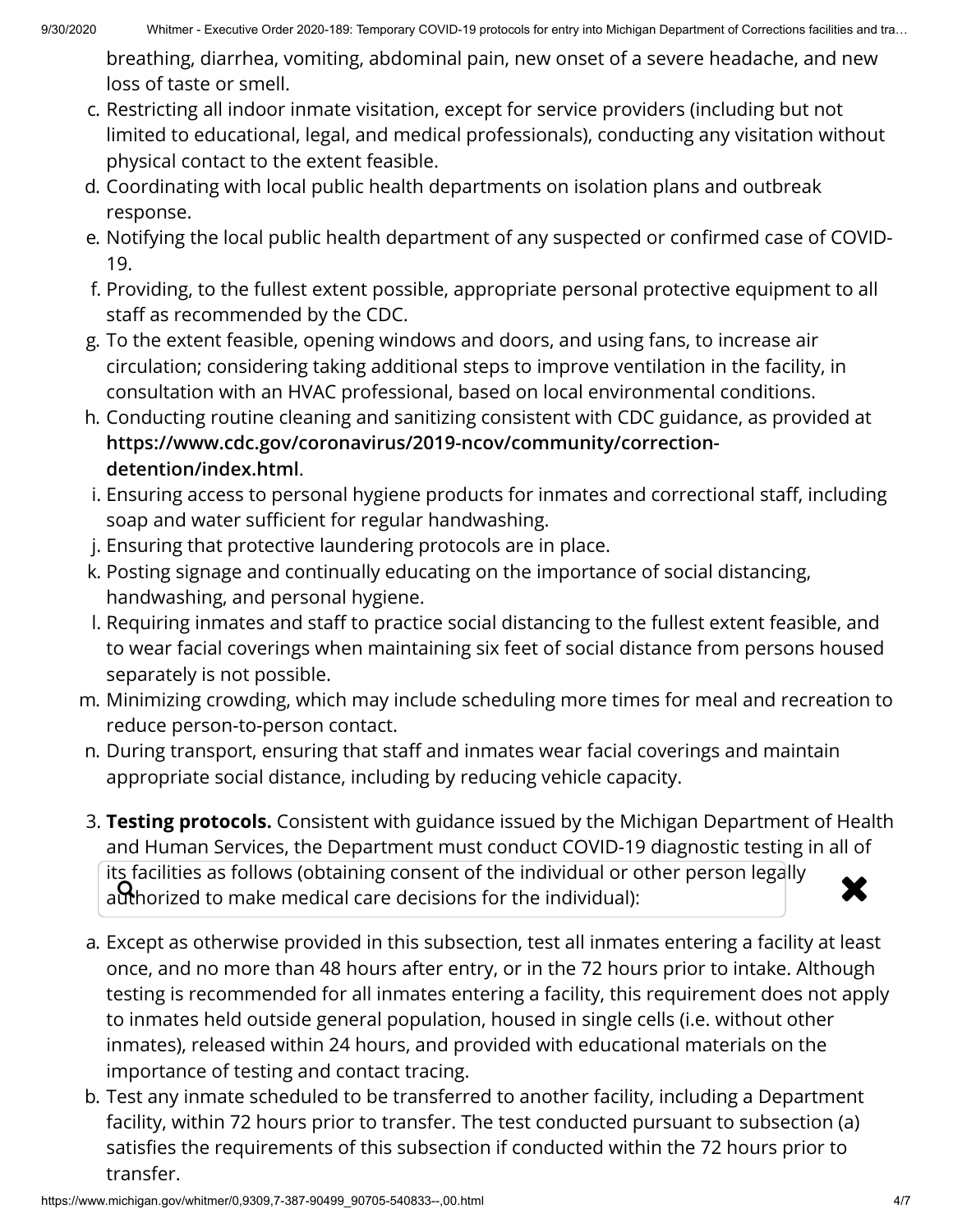breathing, diarrhea, vomiting, abdominal pain, new onset of a severe headache, and new loss of taste or smell.

c. Restricting all indoor inmate visitation, except for service providers (including but not limited to educational, legal, and medical professionals), conducting any visitation without physical contact to the extent feasible.
d. Coordinating with local public health departments on isolation plans and outbreak response.
e. Notifying the local public health department of any suspected or confirmed case of COVID-19.
f. Providing, to the fullest extent possible, appropriate personal protective equipment to all staff as recommended by the CDC.
g. To the extent feasible, opening windows and doors, and using fans, to increase air circulation; considering taking additional steps to improve ventilation in the facility, in consultation with an HVAC professional, based on local environmental conditions.
h. Conducting routine cleaning and sanitizing consistent with CDC guidance, as provided at **https://www.cdc.gov/coronavirus/2019-ncov/community/correction-detention/index.html**.
i. Ensuring access to personal hygiene products for inmates and correctional staff, including soap and water sufficient for regular handwashing.
j. Ensuring that protective laundering protocols are in place.
k. Posting signage and continually educating on the importance of social distancing, handwashing, and personal hygiene.
l. Requiring inmates and staff to practice social distancing to the fullest extent feasible, and to wear facial coverings when maintaining six feet of social distance from persons housed separately is not possible.
m. Minimizing crowding, which may include scheduling more times for meal and recreation to reduce person-to-person contact.
n. During transport, ensuring that staff and inmates wear facial coverings and maintain appropriate social distance, including by reducing vehicle capacity.

3. **Testing protocols.** Consistent with guidance issued by the Michigan Department of Health and Human Services, the Department must conduct COVID-19 diagnostic testing in all of its facilities as follows (obtaining consent of the individual or other person legally authorized to make medical care decisions for the individual):

a. Except as otherwise provided in this subsection, test all inmates entering a facility at least once, and no more than 48 hours after entry, or in the 72 hours prior to intake. Although testing is recommended for all inmates entering a facility, this requirement does not apply to inmates held outside general population, housed in single cells (i.e. without other inmates), released within 24 hours, and provided with educational materials on the importance of testing and contact tracing.
b. Test any inmate scheduled to be transferred to another facility, including a Department facility, within 72 hours prior to transfer. The test conducted pursuant to subsection (a) satisfies the requirements of this subsection if conducted within the 72 hours prior to transfer.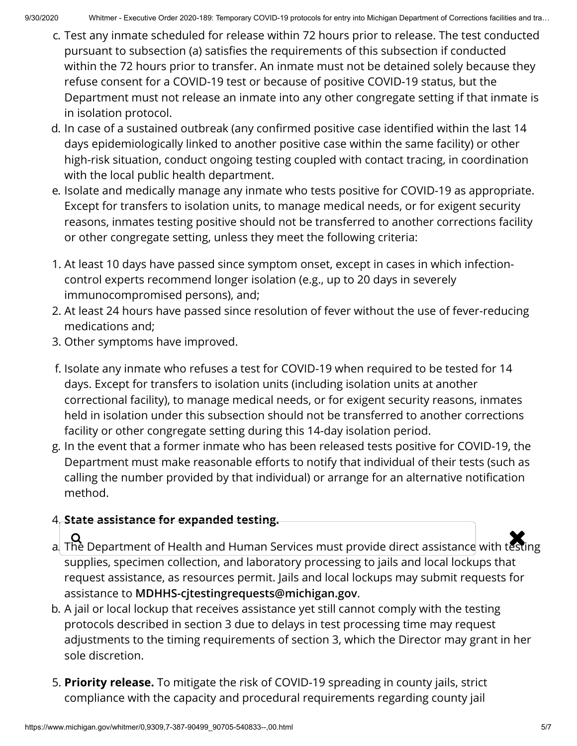c. Test any inmate scheduled for release within 72 hours prior to release. The test conducted pursuant to subsection (a) satisfies the requirements of this subsection if conducted within the 72 hours prior to transfer. An inmate must not be detained solely because they refuse consent for a COVID-19 test or because of positive COVID-19 status, but the Department must not release an inmate into any other congregate setting if that inmate is in isolation protocol.

d. In case of a sustained outbreak (any confirmed positive case identified within the last 14 days epidemiologically linked to another positive case within the same facility) or other high-risk situation, conduct ongoing testing coupled with contact tracing, in coordination with the local public health department.

e. Isolate and medically manage any inmate who tests positive for COVID-19 as appropriate. Except for transfers to isolation units, to manage medical needs, or for exigent security reasons, inmates testing positive should not be transferred to another corrections facility or other congregate setting, unless they meet the following criteria:

1. At least 10 days have passed since symptom onset, except in cases in which infection-control experts recommend longer isolation (e.g., up to 20 days in severely immunocompromised persons), and;
2. At least 24 hours have passed since resolution of fever without the use of fever-reducing medications and;
3. Other symptoms have improved.

f. Isolate any inmate who refuses a test for COVID-19 when required to be tested for 14 days. Except for transfers to isolation units (including isolation units at another correctional facility), to manage medical needs, or for exigent security reasons, inmates held in isolation under this subsection should not be transferred to another corrections facility or other congregate setting during this 14-day isolation period.

g. In the event that a former inmate who has been released tests positive for COVID-19, the Department must make reasonable efforts to notify that individual of their tests (such as calling the number provided by that individual) or arrange for an alternative notification method.

4. **State assistance for expanded testing.**

a. The Department of Health and Human Services must provide direct assistance with testing supplies, specimen collection, and laboratory processing to jails and local lockups that request assistance, as resources permit. Jails and local lockups may submit requests for assistance to **MDHHS-cjtestingrequests@michigan.gov**.

b. A jail or local lockup that receives assistance yet still cannot comply with the testing protocols described in section 3 due to delays in test processing time may request adjustments to the timing requirements of section 3, which the Director may grant in her sole discretion.

5. **Priority release.** To mitigate the risk of COVID-19 spreading in county jails, strict compliance with the capacity and procedural requirements regarding county jail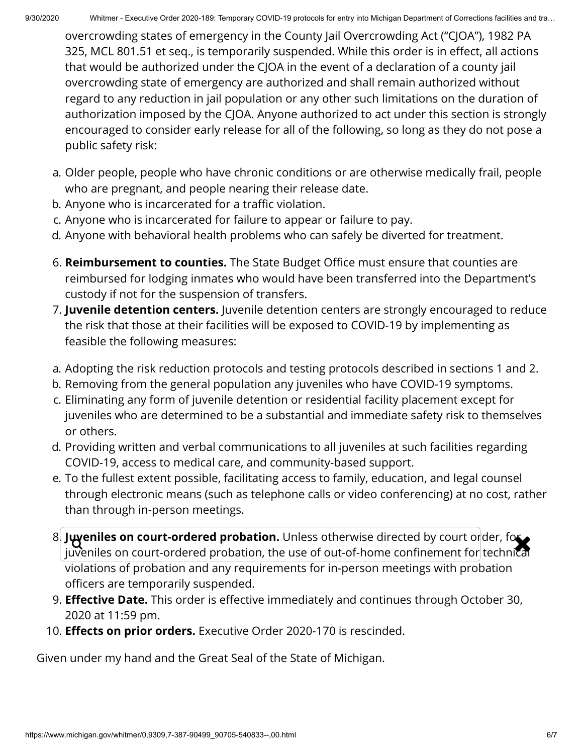overcrowding states of emergency in the County Jail Overcrowding Act ("CJOA"), 1982 PA 325, MCL 801.51 et seq., is temporarily suspended. While this order is in effect, all actions that would be authorized under the CJOA in the event of a declaration of a county jail overcrowding state of emergency are authorized and shall remain authorized without regard to any reduction in jail population or any other such limitations on the duration of authorization imposed by the CJOA. Anyone authorized to act under this section is strongly encouraged to consider early release for all of the following, so long as they do not pose a public safety risk:

a. Older people, people who have chronic conditions or are otherwise medically frail, people who are pregnant, and people nearing their release date.
b. Anyone who is incarcerated for a traffic violation.
c. Anyone who is incarcerated for failure to appear or failure to pay.
d. Anyone with behavioral health problems who can safely be diverted for treatment.

6. **Reimbursement to counties.** The State Budget Office must ensure that counties are reimbursed for lodging inmates who would have been transferred into the Department's custody if not for the suspension of transfers.
7. **Juvenile detention centers.** Juvenile detention centers are strongly encouraged to reduce the risk that those at their facilities will be exposed to COVID-19 by implementing as feasible the following measures:

a. Adopting the risk reduction protocols and testing protocols described in sections 1 and 2.
b. Removing from the general population any juveniles who have COVID-19 symptoms.
c. Eliminating any form of juvenile detention or residential facility placement except for juveniles who are determined to be a substantial and immediate safety risk to themselves or others.
d. Providing written and verbal communications to all juveniles at such facilities regarding COVID-19, access to medical care, and community-based support.
e. To the fullest extent possible, facilitating access to family, education, and legal counsel through electronic means (such as telephone calls or video conferencing) at no cost, rather than through in-person meetings.

8. **Juveniles on court-ordered probation.** Unless otherwise directed by court order, for juveniles on court-ordered probation, the use of out-of-home confinement for technical violations of probation and any requirements for in-person meetings with probation officers are temporarily suspended.
9. **Effective Date.** This order is effective immediately and continues through October 30, 2020 at 11:59 pm.
10. **Effects on prior orders.** Executive Order 2020-170 is rescinded.

Given under my hand and the Great Seal of the State of Michigan.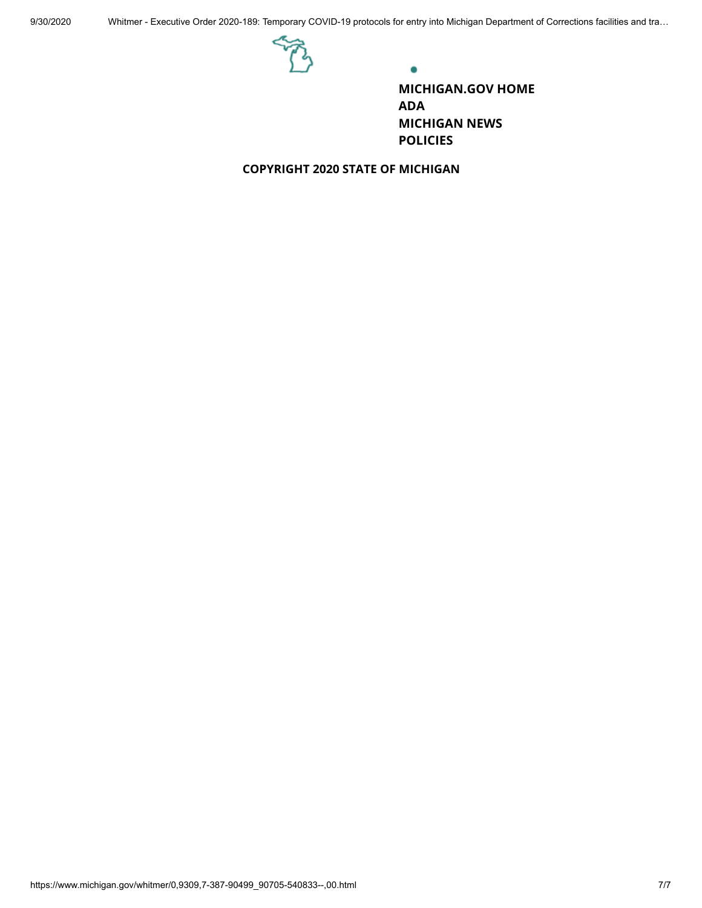MICHIGAN.GOV HOME
ADA
MICHIGAN NEWS
POLICIES

**COPYRIGHT 2020 STATE OF MICHIGAN**